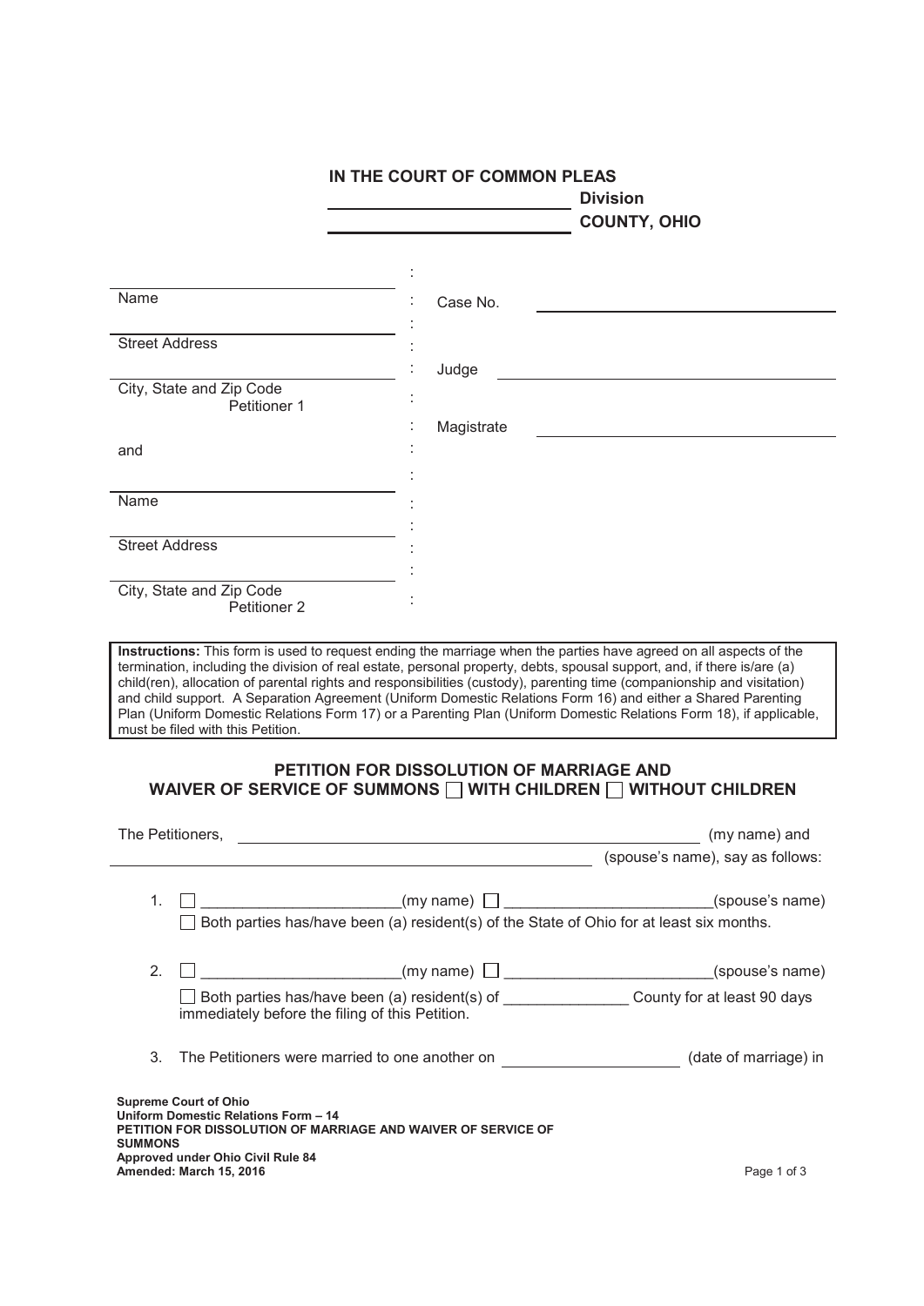**IN THE COURT OF COMMON PLEAS**

\_\_\_\_\_\_\_\_\_\_\_\_\_\_\_\_\_\_\_\_\_\_\_\_\_\_\_\_ **Division**

\_\_\_\_\_\_\_\_\_\_\_\_\_\_\_\_\_\_\_\_\_\_\_\_\_\_\_\_ **COUNTY, OHIO**

| | | |
|---|---|---|
| \_\_\_\_\_\_\_\_\_\_\_\_\_\_\_\_\_\_\_\_\_\_\_\_\_\_\_\_ Name | : | Case No. \_\_\_\_\_\_\_\_\_\_\_\_\_\_\_\_\_\_\_\_\_\_\_\_ |
| \_\_\_\_\_\_\_\_\_\_\_\_\_\_\_\_\_\_\_\_\_\_\_\_\_\_\_\_ Street Address | : | Judge \_\_\_\_\_\_\_\_\_\_\_\_\_\_\_\_\_\_\_\_\_\_\_\_ |
| \_\_\_\_\_\_\_\_\_\_\_\_\_\_\_\_\_\_\_\_\_\_\_\_\_\_\_\_ City, State and Zip Code<br>Petitioner 1 | : | Magistrate \_\_\_\_\_\_\_\_\_\_\_\_\_\_\_\_\_\_\_\_\_\_\_\_ |
| and | : | |
| \_\_\_\_\_\_\_\_\_\_\_\_\_\_\_\_\_\_\_\_\_\_\_\_\_\_\_\_ Name | : | |
| \_\_\_\_\_\_\_\_\_\_\_\_\_\_\_\_\_\_\_\_\_\_\_\_\_\_\_\_ Street Address | : | |
| \_\_\_\_\_\_\_\_\_\_\_\_\_\_\_\_\_\_\_\_\_\_\_\_\_\_\_\_ City, State and Zip Code<br>Petitioner 2 | : | |

> **Instructions:** This form is used to request ending the marriage when the parties have agreed on all aspects of the termination, including the division of real estate, personal property, debts, spousal support, and, if there is/are (a) child(ren), allocation of parental rights and responsibilities (custody), parenting time (companionship and visitation) and child support. A Separation Agreement (Uniform Domestic Relations Form 16) and either a Shared Parenting Plan (Uniform Domestic Relations Form 17) or a Parenting Plan (Uniform Domestic Relations Form 18), if applicable, must be filed with this Petition.

## PETITION FOR DISSOLUTION OF MARRIAGE AND WAIVER OF SERVICE OF SUMMONS ☐ WITH CHILDREN ☐ WITHOUT CHILDREN

The Petitioners, \_\_\_\_\_\_\_\_\_\_\_\_\_\_\_\_\_\_\_\_\_\_\_\_\_\_\_\_\_\_\_\_\_\_\_\_\_\_\_\_ (my name) and \_\_\_\_\_\_\_\_\_\_\_\_\_\_\_\_\_\_\_\_\_\_\_\_\_\_\_\_\_\_\_\_\_\_\_\_\_\_\_\_ (spouse's name), say as follows:

1. ☐ \_\_\_\_\_\_\_\_\_\_\_\_\_\_\_\_\_\_\_\_\_\_\_(my name) ☐ \_\_\_\_\_\_\_\_\_\_\_\_\_\_\_\_\_\_\_\_\_\_\_\_(spouse's name)
   ☐ Both parties has/have been (a) resident(s) of the State of Ohio for at least six months.

2. ☐ \_\_\_\_\_\_\_\_\_\_\_\_\_\_\_\_\_\_\_\_\_\_\_(my name) ☐ \_\_\_\_\_\_\_\_\_\_\_\_\_\_\_\_\_\_\_\_\_\_\_\_(spouse's name)
   ☐ Both parties has/have been (a) resident(s) of \_\_\_\_\_\_\_\_\_\_\_\_\_\_ County for at least 90 days immediately before the filing of this Petition.

3. The Petitioners were married to one another on \_\_\_\_\_\_\_\_\_\_\_\_\_\_\_\_\_\_\_\_ (date of marriage) in

**Supreme Court of Ohio**
**Uniform Domestic Relations Form – 14**
**PETITION FOR DISSOLUTION OF MARRIAGE AND WAIVER OF SERVICE OF SUMMONS**
**Approved under Ohio Civil Rule 84**
**Amended: March 15, 2016**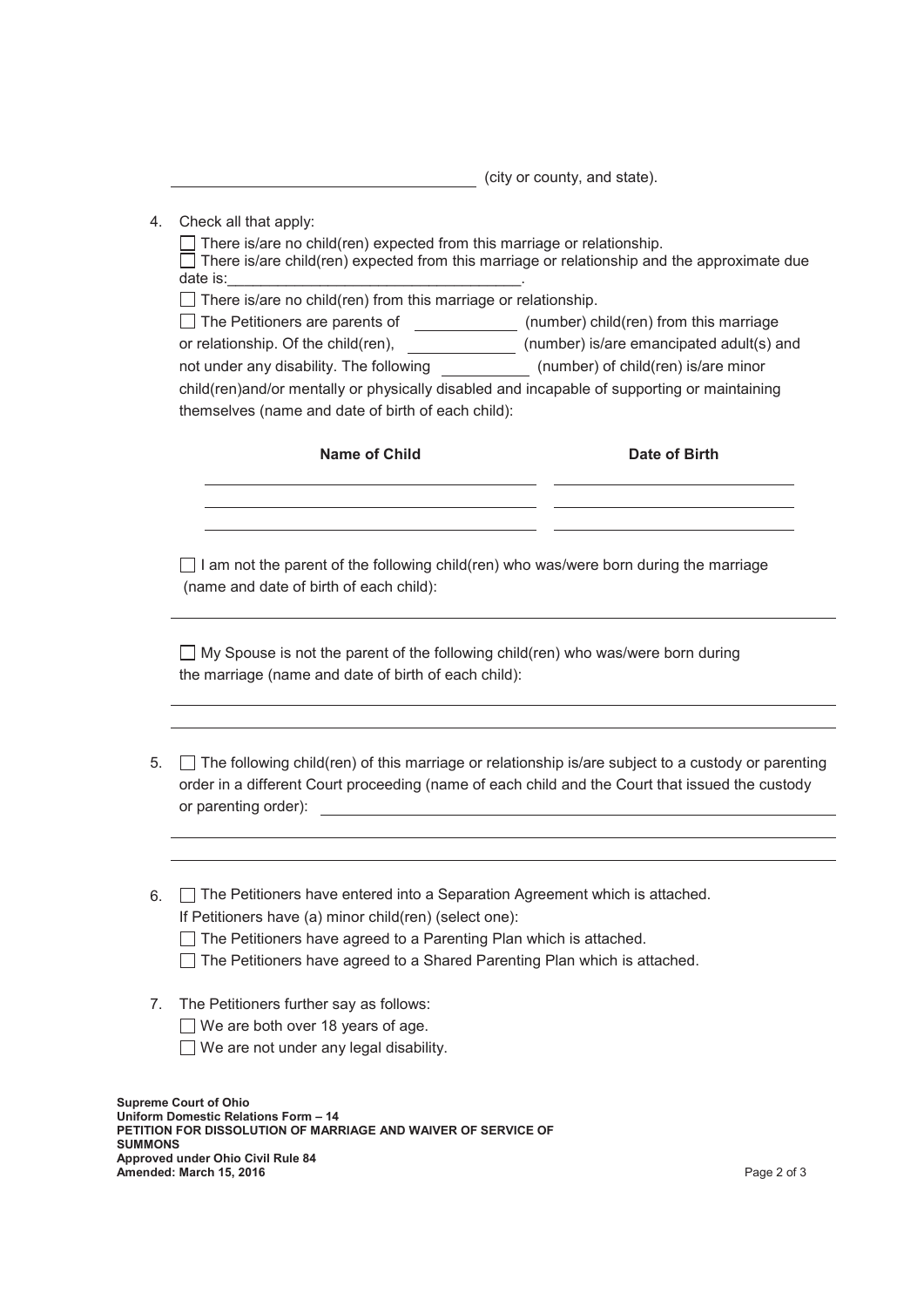\_\_\_\_\_\_\_\_\_\_\_\_\_\_\_\_\_\_\_\_\_\_\_\_\_\_\_\_\_\_\_\_\_\_ (city or county, and state).

4. Check all that apply:

   ☐ There is/are no child(ren) expected from this marriage or relationship.
   ☐ There is/are child(ren) expected from this marriage or relationship and the approximate due date is:\_\_\_\_\_\_\_\_\_\_\_\_\_\_\_\_\_\_\_\_\_\_\_\_\_\_\_\_\_\_\_\_\_\_.
   ☐ There is/are no child(ren) from this marriage or relationship.
   ☐ The Petitioners are parents of \_\_\_\_\_\_\_\_\_\_\_\_ (number) child(ren) from this marriage or relationship. Of the child(ren), \_\_\_\_\_\_\_\_\_\_\_\_ (number) is/are emancipated adult(s) and not under any disability. The following \_\_\_\_\_\_\_\_\_\_ (number) of child(ren) is/are minor child(ren)and/or mentally or physically disabled and incapable of supporting or maintaining themselves (name and date of birth of each child):

| Name of Child | Date of Birth |
| --- | --- |
| | |
| | |
| | |

   ☐ I am not the parent of the following child(ren) who was/were born during the marriage (name and date of birth of each child):

   \_\_\_\_\_\_\_\_\_\_\_\_\_\_\_\_\_\_\_\_\_\_\_\_\_\_\_\_\_\_\_\_\_\_\_\_\_\_\_\_\_\_\_\_\_\_\_\_\_\_\_\_\_\_\_\_\_\_\_\_\_\_\_\_

   ☐ My Spouse is not the parent of the following child(ren) who was/were born during the marriage (name and date of birth of each child):

   \_\_\_\_\_\_\_\_\_\_\_\_\_\_\_\_\_\_\_\_\_\_\_\_\_\_\_\_\_\_\_\_\_\_\_\_\_\_\_\_\_\_\_\_\_\_\_\_\_\_\_\_\_\_\_\_\_\_\_\_\_\_\_\_
   \_\_\_\_\_\_\_\_\_\_\_\_\_\_\_\_\_\_\_\_\_\_\_\_\_\_\_\_\_\_\_\_\_\_\_\_\_\_\_\_\_\_\_\_\_\_\_\_\_\_\_\_\_\_\_\_\_\_\_\_\_\_\_\_

5. ☐ The following child(ren) of this marriage or relationship is/are subject to a custody or parenting order in a different Court proceeding (name of each child and the Court that issued the custody or parenting order): \_\_\_\_\_\_\_\_\_\_\_\_\_\_\_\_\_\_\_\_\_\_\_\_\_\_\_\_\_\_\_\_\_\_\_\_\_\_\_\_\_\_\_\_

   \_\_\_\_\_\_\_\_\_\_\_\_\_\_\_\_\_\_\_\_\_\_\_\_\_\_\_\_\_\_\_\_\_\_\_\_\_\_\_\_\_\_\_\_\_\_\_\_\_\_\_\_\_\_\_\_\_\_\_\_\_\_\_\_
   \_\_\_\_\_\_\_\_\_\_\_\_\_\_\_\_\_\_\_\_\_\_\_\_\_\_\_\_\_\_\_\_\_\_\_\_\_\_\_\_\_\_\_\_\_\_\_\_\_\_\_\_\_\_\_\_\_\_\_\_\_\_\_\_

6. ☐ The Petitioners have entered into a Separation Agreement which is attached.
   If Petitioners have (a) minor child(ren) (select one):
   ☐ The Petitioners have agreed to a Parenting Plan which is attached.
   ☐ The Petitioners have agreed to a Shared Parenting Plan which is attached.

7. The Petitioners further say as follows:
   ☐ We are both over 18 years of age.
   ☐ We are not under any legal disability.

**Supreme Court of Ohio**
**Uniform Domestic Relations Form – 14**
**PETITION FOR DISSOLUTION OF MARRIAGE AND WAIVER OF SERVICE OF SUMMONS**
**Approved under Ohio Civil Rule 84**
**Amended: March 15, 2016**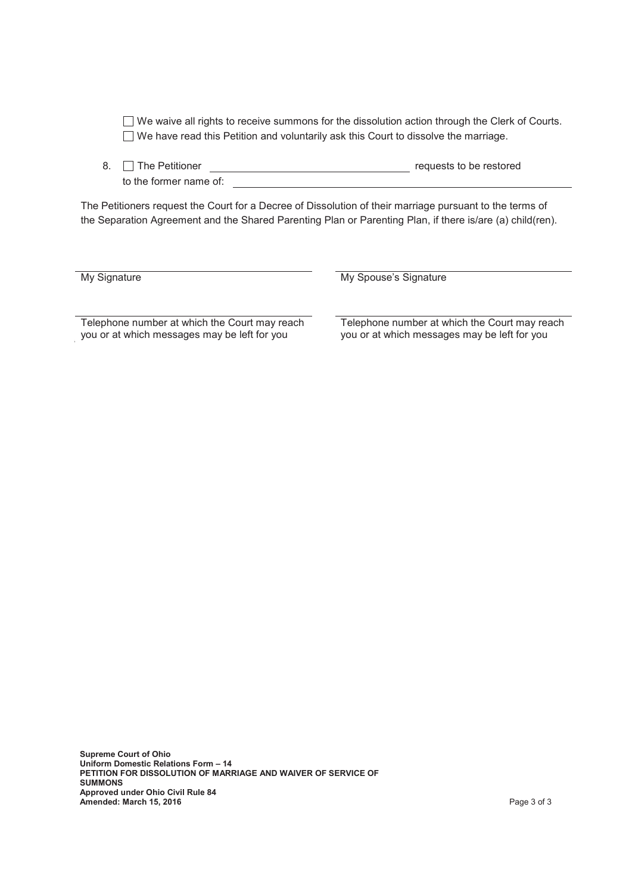☐ We waive all rights to receive summons for the dissolution action through the Clerk of Courts.

☐ We have read this Petition and voluntarily ask this Court to dissolve the marriage.

8. ☐ The Petitioner ________________________________ requests to be restored to the former name of: ________________________________________________

The Petitioners request the Court for a Decree of Dissolution of their marriage pursuant to the terms of the Separation Agreement and the Shared Parenting Plan or Parenting Plan, if there is/are (a) child(ren).

________________________________________ My Signature

________________________________________ My Spouse's Signature

________________________________________ Telephone number at which the Court may reach you or at which messages may be left for you

________________________________________ Telephone number at which the Court may reach you or at which messages may be left for you

**Supreme Court of Ohio**
**Uniform Domestic Relations Form – 14**
**PETITION FOR DISSOLUTION OF MARRIAGE AND WAIVER OF SERVICE OF SUMMONS**
**Approved under Ohio Civil Rule 84**
**Amended: March 15, 2016**